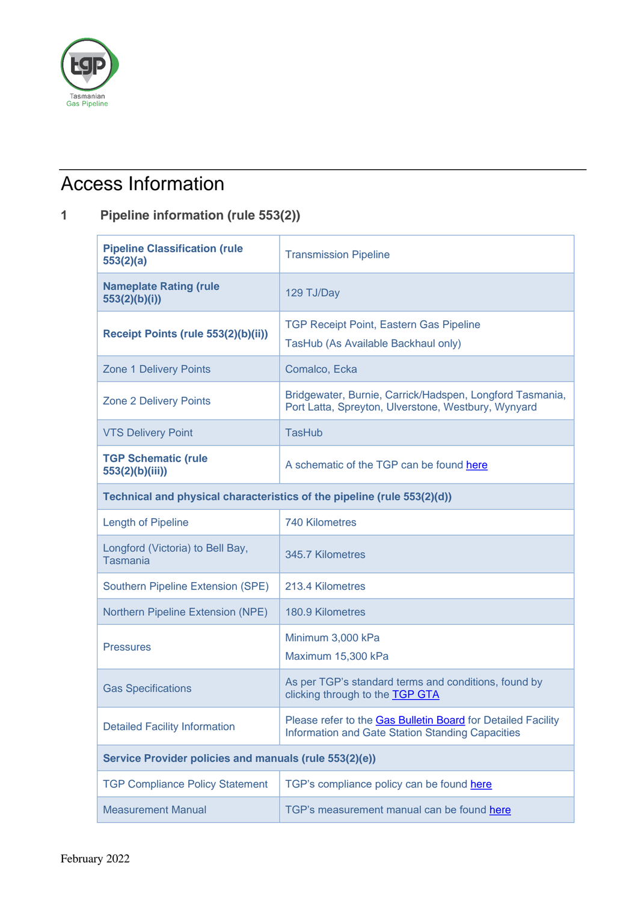# Access Information

## 1 Pipeline information (rule 553(2))

| | |
|---|---|
| **Pipeline Classification (rule 553(2)(a)** | Transmission Pipeline |
| **Nameplate Rating (rule 553(2)(b)(i))** | 129 TJ/Day |
| **Receipt Points (rule 553(2)(b)(ii))** | TGP Receipt Point, Eastern Gas Pipeline<br>TasHub (As Available Backhaul only) |
| Zone 1 Delivery Points | Comalco, Ecka |
| Zone 2 Delivery Points | Bridgewater, Burnie, Carrick/Hadspen, Longford Tasmania, Port Latta, Spreyton, Ulverstone, Westbury, Wynyard |
| VTS Delivery Point | TasHub |
| **TGP Schematic (rule 553(2)(b)(iii))** | A schematic of the TGP can be found here |
| **Technical and physical characteristics of the pipeline (rule 553(2)(d))** | |
| Length of Pipeline | 740 Kilometres |
| Longford (Victoria) to Bell Bay, Tasmania | 345.7 Kilometres |
| Southern Pipeline Extension (SPE) | 213.4 Kilometres |
| Northern Pipeline Extension (NPE) | 180.9 Kilometres |
| Pressures | Minimum 3,000 kPa<br>Maximum 15,300 kPa |
| Gas Specifications | As per TGP's standard terms and conditions, found by clicking through to the TGP GTA |
| Detailed Facility Information | Please refer to the Gas Bulletin Board for Detailed Facility Information and Gate Station Standing Capacities |
| **Service Provider policies and manuals (rule 553(2)(e))** | |
| TGP Compliance Policy Statement | TGP's compliance policy can be found here |
| Measurement Manual | TGP's measurement manual can be found here |

February 2022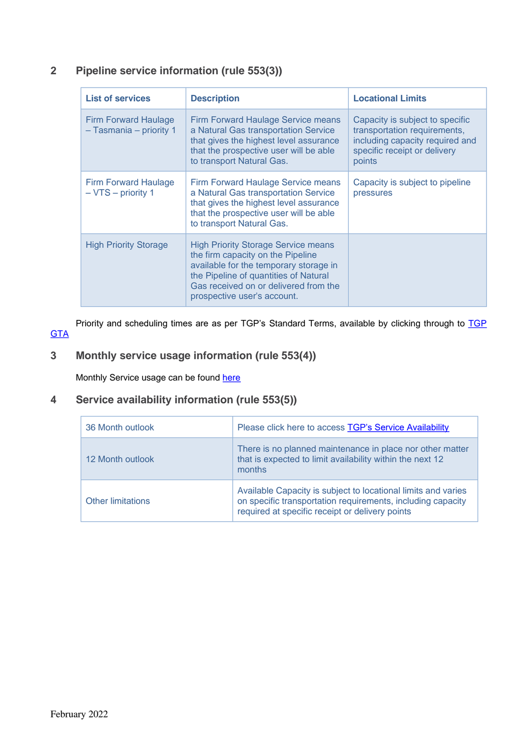## 2 Pipeline service information (rule 553(3))

| List of services | Description | Locational Limits |
| --- | --- | --- |
| Firm Forward Haulage – Tasmania – priority 1 | Firm Forward Haulage Service means a Natural Gas transportation Service that gives the highest level assurance that the prospective user will be able to transport Natural Gas. | Capacity is subject to specific transportation requirements, including capacity required and specific receipt or delivery points |
| Firm Forward Haulage – VTS – priority 1 | Firm Forward Haulage Service means a Natural Gas transportation Service that gives the highest level assurance that the prospective user will be able to transport Natural Gas. | Capacity is subject to pipeline pressures |
| High Priority Storage | High Priority Storage Service means the firm capacity on the Pipeline available for the temporary storage in the Pipeline of quantities of Natural Gas received on or delivered from the prospective user's account. | |

Priority and scheduling times are as per TGP's Standard Terms, available by clicking through to TGP GTA

## 3 Monthly service usage information (rule 553(4))

Monthly Service usage can be found here

## 4 Service availability information (rule 553(5))

| | |
| --- | --- |
| 36 Month outlook | Please click here to access TGP's Service Availability |
| 12 Month outlook | There is no planned maintenance in place nor other matter that is expected to limit availability within the next 12 months |
| Other limitations | Available Capacity is subject to locational limits and varies on specific transportation requirements, including capacity required at specific receipt or delivery points |

February 2022